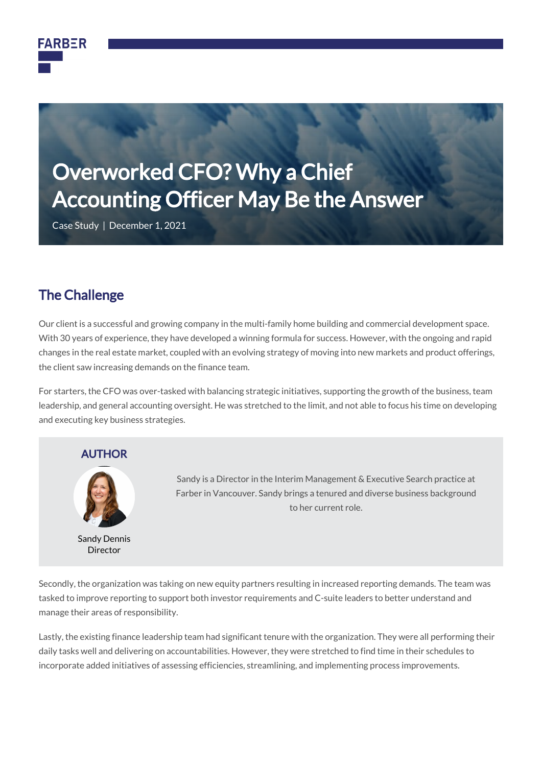FARBER

# Overworked CFO? Why a Chief Accounting Officer May Be the Answer

Case Study | December 1, 2021

## The Challenge

Our client is a successful and growing company in the multi-family home building and commercial development space. With 30 years of experience, they have developed a winning formula for success. However, with the ongoing and rapid changes in the real estate market, coupled with an evolving strategy of moving into new markets and product offerings, the client saw increasing demands on the finance team.

For starters, the CFO was over-tasked with balancing strategic initiatives, supporting the growth of the business, team leadership, and general accounting oversight. He was stretched to the limit, and not able to focus his time on developing and executing key business strategies.

**AUTHOR**

Sandy Dennis
Director

Sandy is a Director in the Interim Management & Executive Search practice at Farber in Vancouver. Sandy brings a tenured and diverse business background to her current role.

Secondly, the organization was taking on new equity partners resulting in increased reporting demands. The team was tasked to improve reporting to support both investor requirements and C-suite leaders to better understand and manage their areas of responsibility.

Lastly, the existing finance leadership team had significant tenure with the organization. They were all performing their daily tasks well and delivering on accountabilities. However, they were stretched to find time in their schedules to incorporate added initiatives of assessing efficiencies, streamlining, and implementing process improvements.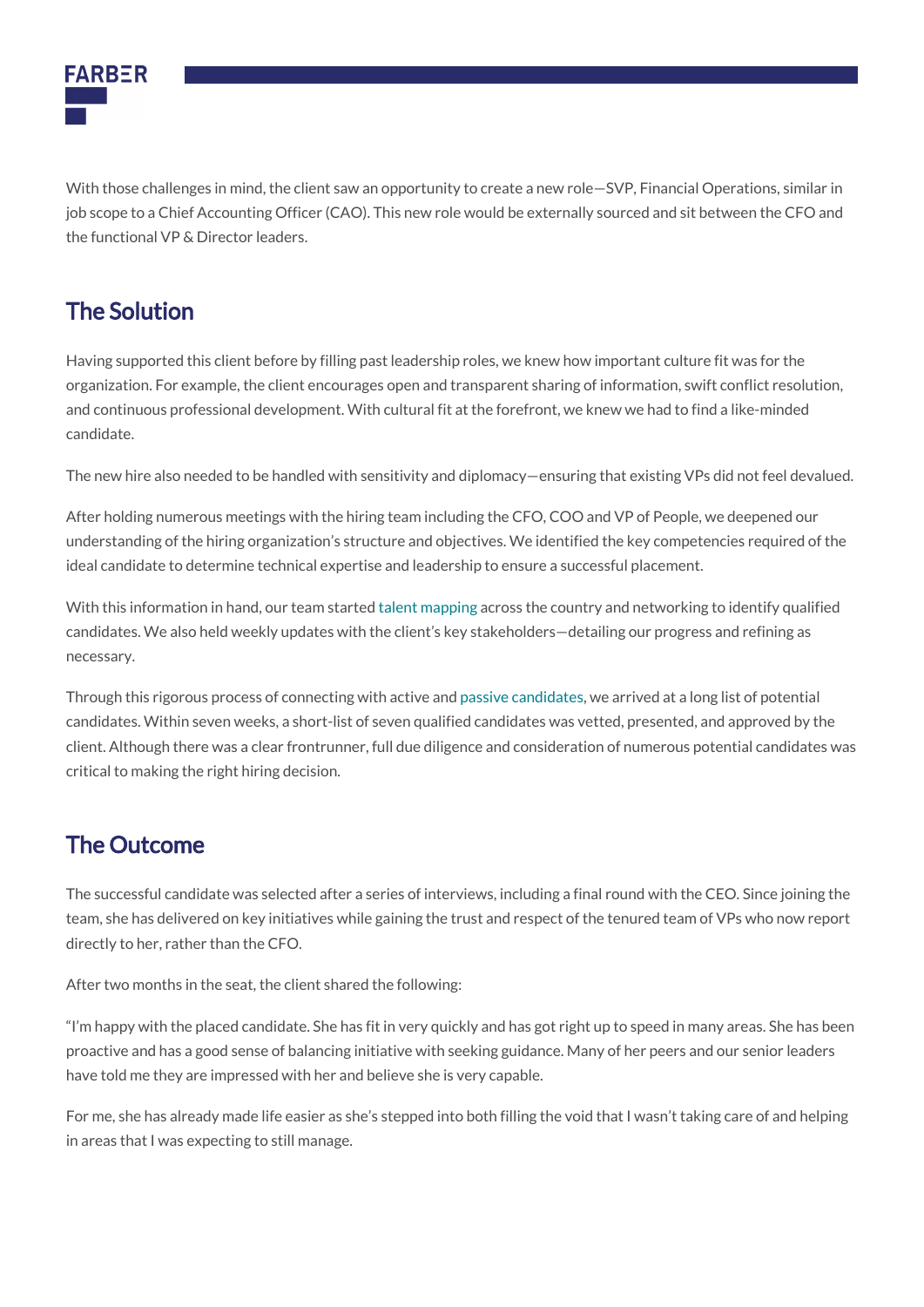With those challenges in mind, the client saw an opportunity to create a new role—SVP, Financial Operations, similar in job scope to a Chief Accounting Officer (CAO). This new role would be externally sourced and sit between the CFO and the functional VP & Director leaders.

## The Solution

Having supported this client before by filling past leadership roles, we knew how important culture fit was for the organization. For example, the client encourages open and transparent sharing of information, swift conflict resolution, and continuous professional development. With cultural fit at the forefront, we knew we had to find a like-minded candidate.

The new hire also needed to be handled with sensitivity and diplomacy—ensuring that existing VPs did not feel devalued.

After holding numerous meetings with the hiring team including the CFO, COO and VP of People, we deepened our understanding of the hiring organization's structure and objectives. We identified the key competencies required of the ideal candidate to determine technical expertise and leadership to ensure a successful placement.

With this information in hand, our team started talent mapping across the country and networking to identify qualified candidates. We also held weekly updates with the client's key stakeholders—detailing our progress and refining as necessary.

Through this rigorous process of connecting with active and passive candidates, we arrived at a long list of potential candidates. Within seven weeks, a short-list of seven qualified candidates was vetted, presented, and approved by the client. Although there was a clear frontrunner, full due diligence and consideration of numerous potential candidates was critical to making the right hiring decision.

## The Outcome

The successful candidate was selected after a series of interviews, including a final round with the CEO. Since joining the team, she has delivered on key initiatives while gaining the trust and respect of the tenured team of VPs who now report directly to her, rather than the CFO.

After two months in the seat, the client shared the following:

"I'm happy with the placed candidate. She has fit in very quickly and has got right up to speed in many areas. She has been proactive and has a good sense of balancing initiative with seeking guidance. Many of her peers and our senior leaders have told me they are impressed with her and believe she is very capable.

For me, she has already made life easier as she's stepped into both filling the void that I wasn't taking care of and helping in areas that I was expecting to still manage.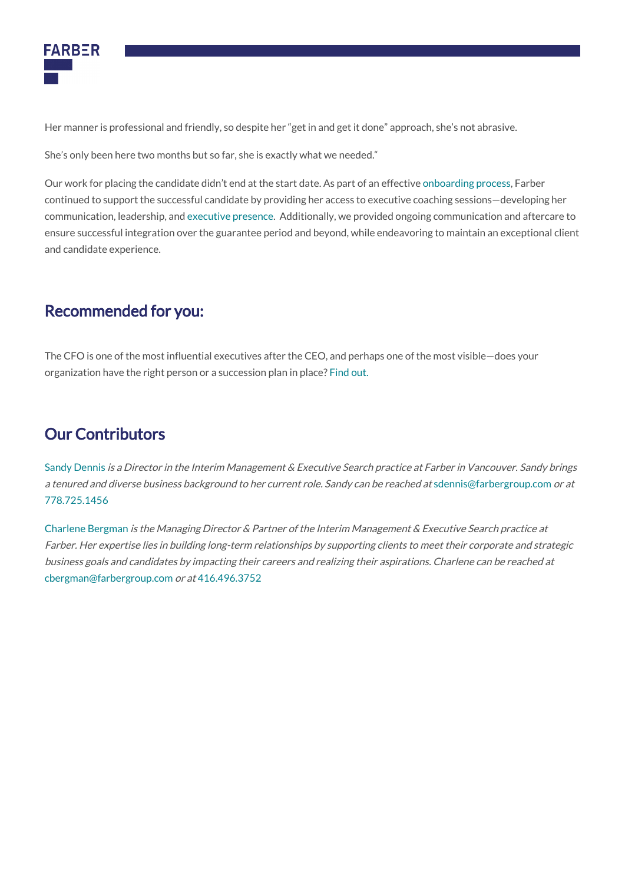Her manner is professional and friendly, so despite her "get in and get it done" approach, she's not abrasive.

She's only been here two months but so far, she is exactly what we needed."

Our work for placing the candidate didn't end at the start date. As part of an effective onboarding process, Farber continued to support the successful candidate by providing her access to executive coaching sessions—developing her communication, leadership, and executive presence. Additionally, we provided ongoing communication and aftercare to ensure successful integration over the guarantee period and beyond, while endeavoring to maintain an exceptional client and candidate experience.

## Recommended for you:

The CFO is one of the most influential executives after the CEO, and perhaps one of the most visible—does your organization have the right person or a succession plan in place? Find out.

## Our Contributors

Sandy Dennis *is a Director in the Interim Management & Executive Search practice at Farber in Vancouver. Sandy brings a tenured and diverse business background to her current role. Sandy can be reached at* sdennis@farbergroup.com *or at* 778.725.1456

Charlene Bergman *is the Managing Director & Partner of the Interim Management & Executive Search practice at Farber. Her expertise lies in building long-term relationships by supporting clients to meet their corporate and strategic business goals and candidates by impacting their careers and realizing their aspirations. Charlene can be reached at* cbergman@farbergroup.com *or at* 416.496.3752